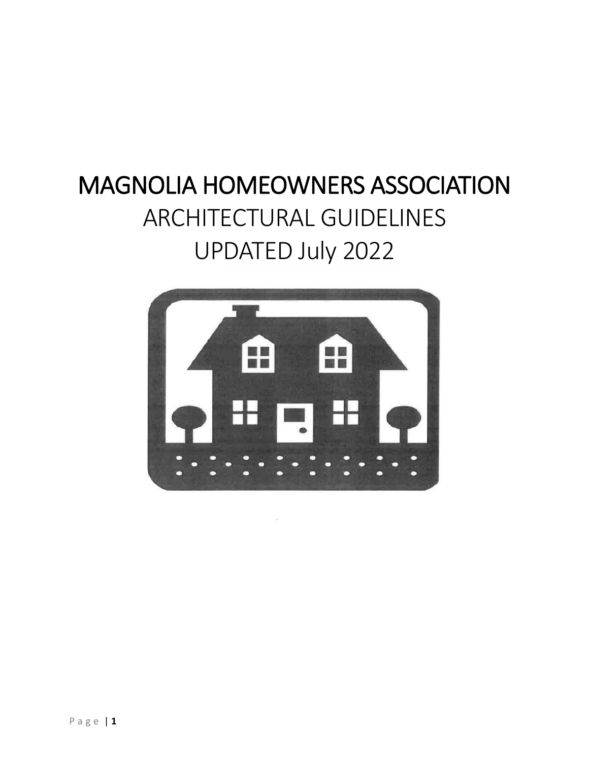# MAGNOLIA HOMEOWNERS ASSOCIATION

## ARCHITECTURAL GUIDELINES

## UPDATED July 2022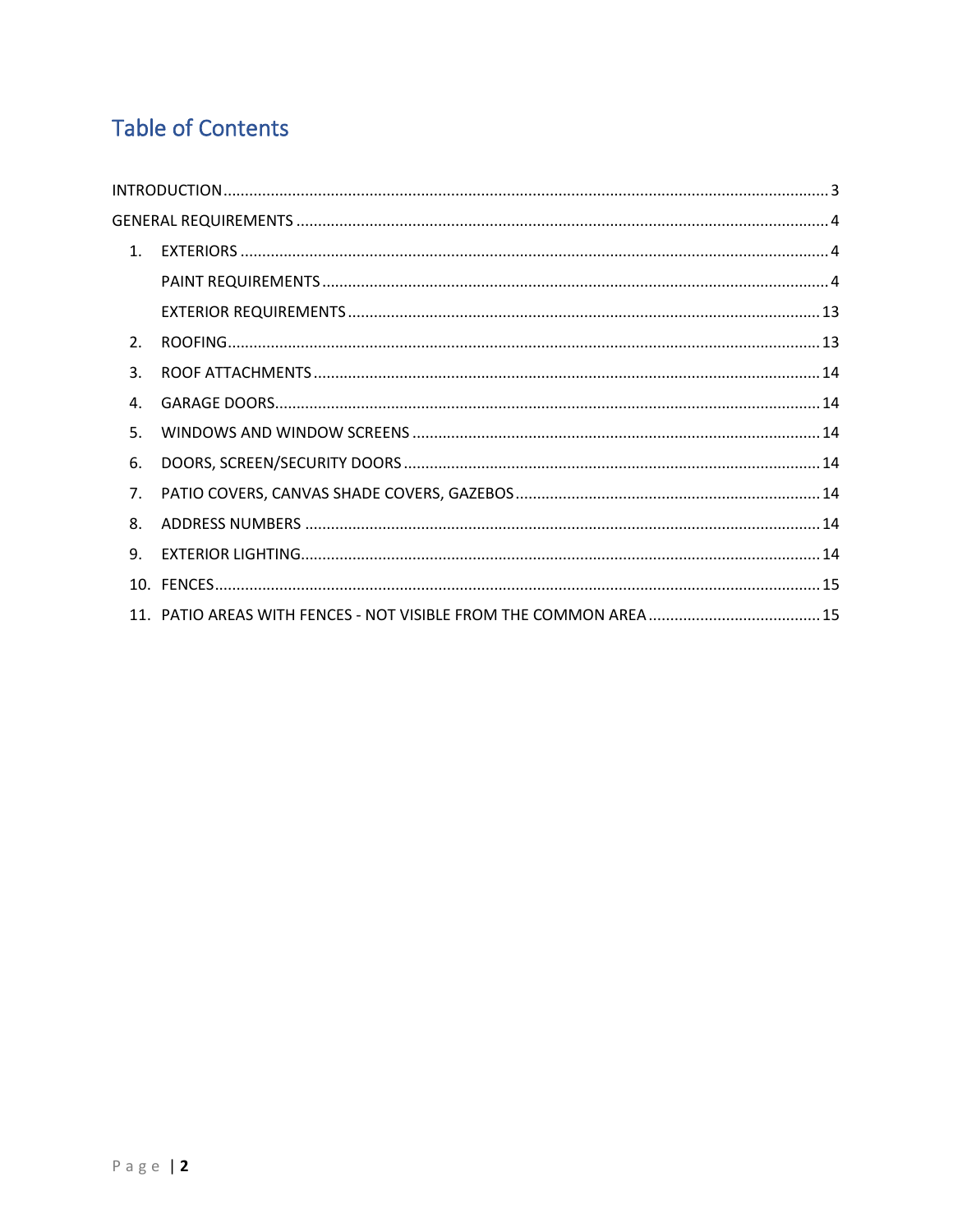# Table of Contents

INTRODUCTION ........ 3

GENERAL REQUIREMENTS ........ 4

1. EXTERIORS ........ 4
   - PAINT REQUIREMENTS ........ 4
   - EXTERIOR REQUIREMENTS ........ 13
2. ROOFING ........ 13
3. ROOF ATTACHMENTS ........ 14
4. GARAGE DOORS ........ 14
5. WINDOWS AND WINDOW SCREENS ........ 14
6. DOORS, SCREEN/SECURITY DOORS ........ 14
7. PATIO COVERS, CANVAS SHADE COVERS, GAZEBOS ........ 14
8. ADDRESS NUMBERS ........ 14
9. EXTERIOR LIGHTING ........ 14
10. FENCES ........ 15
11. PATIO AREAS WITH FENCES - NOT VISIBLE FROM THE COMMON AREA ........ 15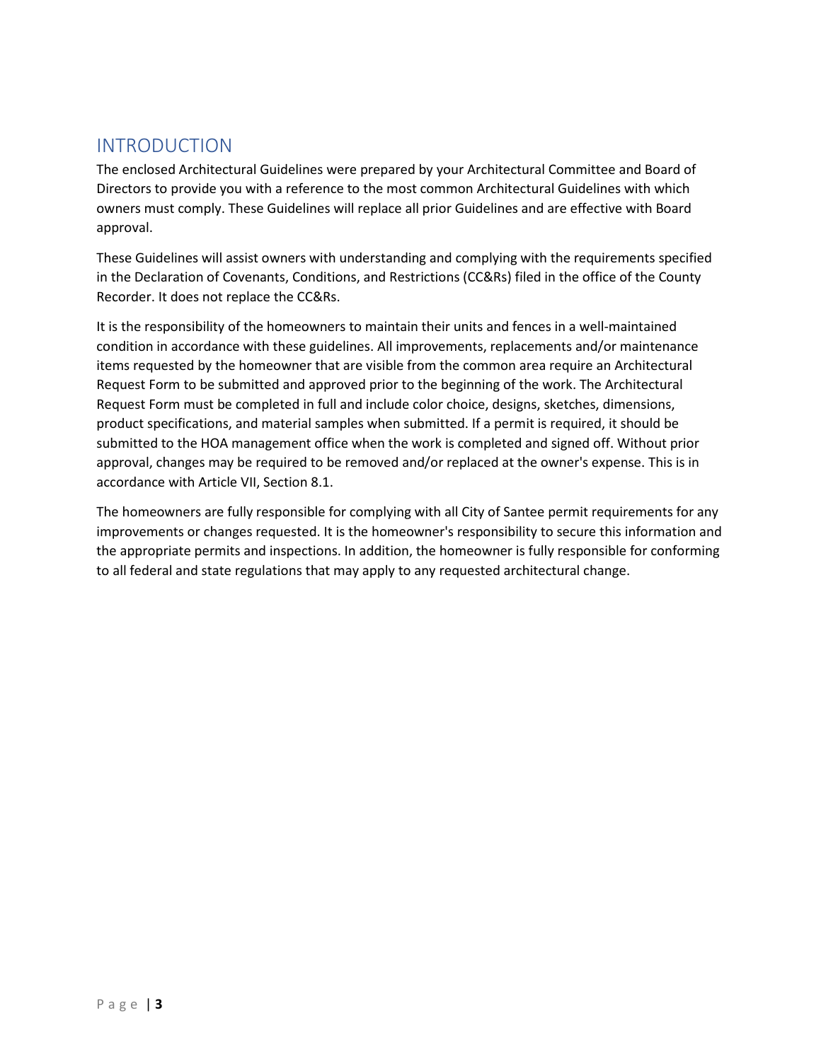## INTRODUCTION

The enclosed Architectural Guidelines were prepared by your Architectural Committee and Board of Directors to provide you with a reference to the most common Architectural Guidelines with which owners must comply. These Guidelines will replace all prior Guidelines and are effective with Board approval.

These Guidelines will assist owners with understanding and complying with the requirements specified in the Declaration of Covenants, Conditions, and Restrictions (CC&Rs) filed in the office of the County Recorder. It does not replace the CC&Rs.

It is the responsibility of the homeowners to maintain their units and fences in a well-maintained condition in accordance with these guidelines. All improvements, replacements and/or maintenance items requested by the homeowner that are visible from the common area require an Architectural Request Form to be submitted and approved prior to the beginning of the work. The Architectural Request Form must be completed in full and include color choice, designs, sketches, dimensions, product specifications, and material samples when submitted. If a permit is required, it should be submitted to the HOA management office when the work is completed and signed off. Without prior approval, changes may be required to be removed and/or replaced at the owner's expense. This is in accordance with Article VII, Section 8.1.

The homeowners are fully responsible for complying with all City of Santee permit requirements for any improvements or changes requested. It is the homeowner's responsibility to secure this information and the appropriate permits and inspections. In addition, the homeowner is fully responsible for conforming to all federal and state regulations that may apply to any requested architectural change.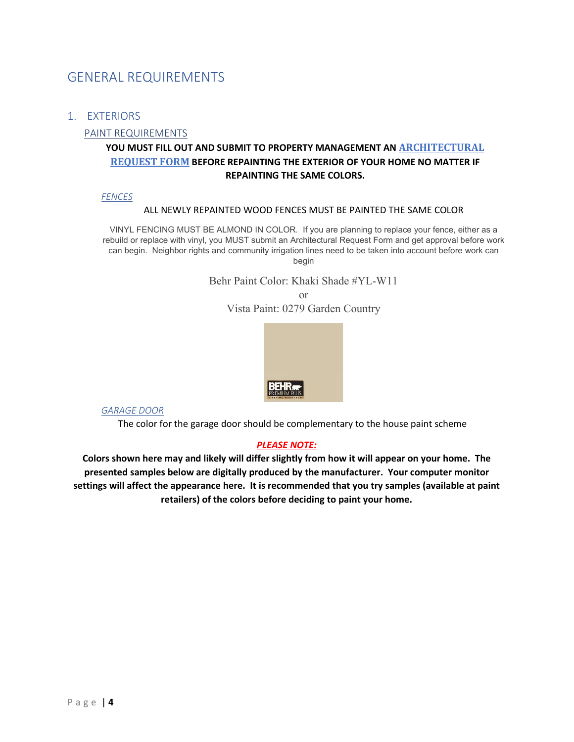# GENERAL REQUIREMENTS

## 1. EXTERIORS

### PAINT REQUIREMENTS

**YOU MUST FILL OUT AND SUBMIT TO PROPERTY MANAGEMENT AN ARCHITECTURAL REQUEST FORM BEFORE REPAINTING THE EXTERIOR OF YOUR HOME NO MATTER IF REPAINTING THE SAME COLORS.**

#### *FENCES*

ALL NEWLY REPAINTED WOOD FENCES MUST BE PAINTED THE SAME COLOR

VINYL FENCING MUST BE ALMOND IN COLOR. If you are planning to replace your fence, either as a rebuild or replace with vinyl, you MUST submit an Architectural Request Form and get approval before work can begin. Neighbor rights and community irrigation lines need to be taken into account before work can begin

Behr Paint Color: Khaki Shade #YL-W11

or

Vista Paint: 0279 Garden Country

#### *GARAGE DOOR*

The color for the garage door should be complementary to the house paint scheme

***PLEASE NOTE:***

**Colors shown here may and likely will differ slightly from how it will appear on your home. The presented samples below are digitally produced by the manufacturer. Your computer monitor settings will affect the appearance here. It is recommended that you try samples (available at paint retailers) of the colors before deciding to paint your home.**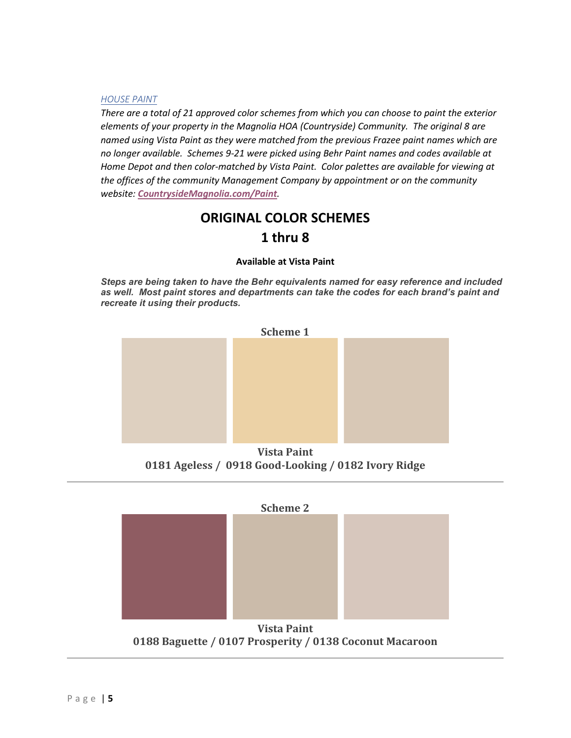*HOUSE PAINT*

*There are a total of 21 approved color schemes from which you can choose to paint the exterior elements of your property in the Magnolia HOA (Countryside) Community. The original 8 are named using Vista Paint as they were matched from the previous Frazee paint names which are no longer available. Schemes 9-21 were picked using Behr Paint names and codes available at Home Depot and then color-matched by Vista Paint. Color palettes are available for viewing at the offices of the community Management Company by appointment or on the community website: **CountrysideMagnolia.com/Paint**.*

# ORIGINAL COLOR SCHEMES
# 1 thru 8

**Available at Vista Paint**

***Steps are being taken to have the Behr equivalents named for easy reference and included as well. Most paint stores and departments can take the codes for each brand's paint and recreate it using their products.***

### Scheme 1

**Vista Paint**
**0181 Ageless / 0918 Good-Looking / 0182 Ivory Ridge**

---

### Scheme 2

**Vista Paint**
**0188 Baguette / 0107 Prosperity / 0138 Coconut Macaroon**

---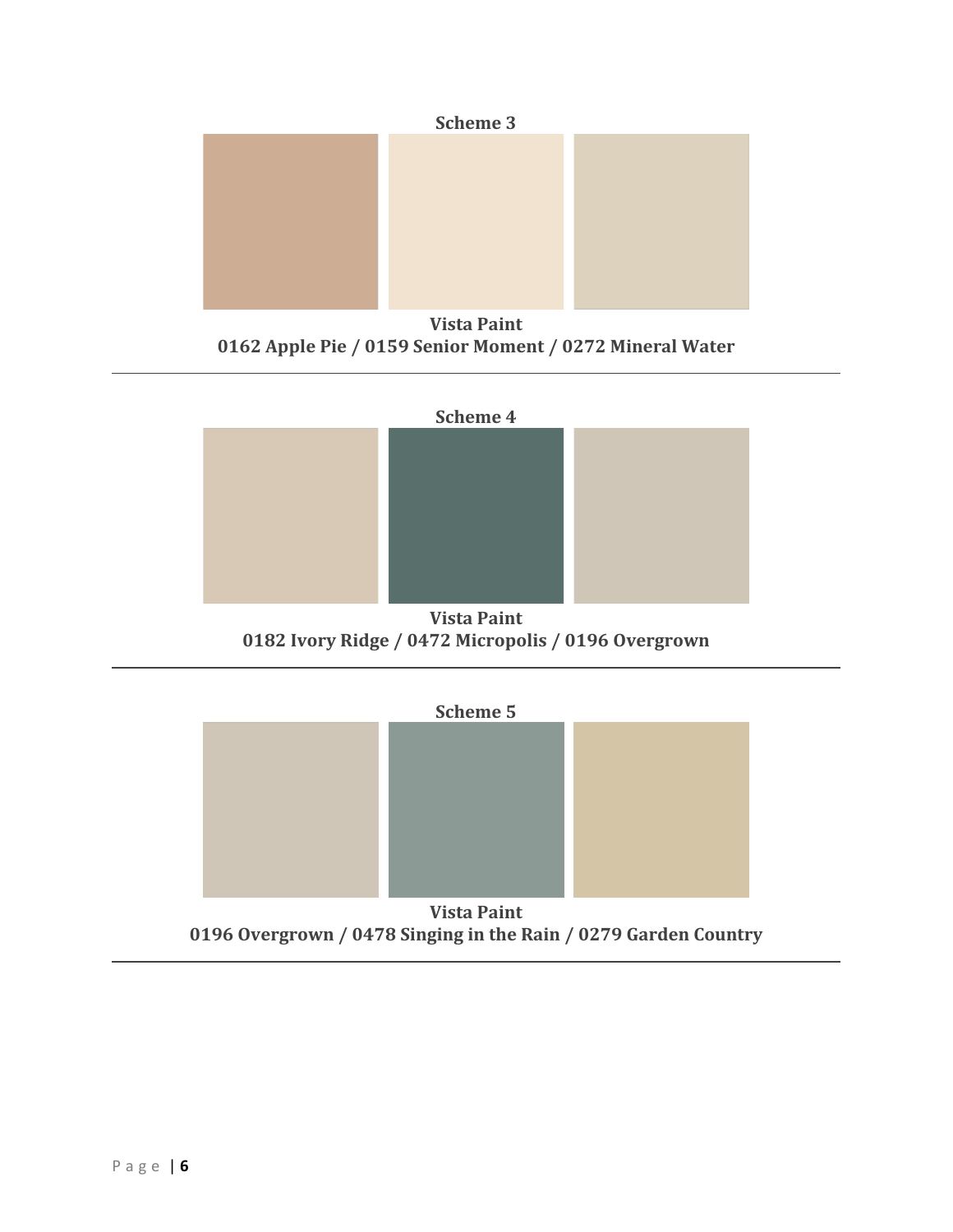**Scheme 3**

**Vista Paint**
**0162 Apple Pie / 0159 Senior Moment / 0272 Mineral Water**

---

**Scheme 4**

**Vista Paint**
**0182 Ivory Ridge / 0472 Micropolis / 0196 Overgrown**

---

**Scheme 5**

**Vista Paint**
**0196 Overgrown / 0478 Singing in the Rain / 0279 Garden Country**

---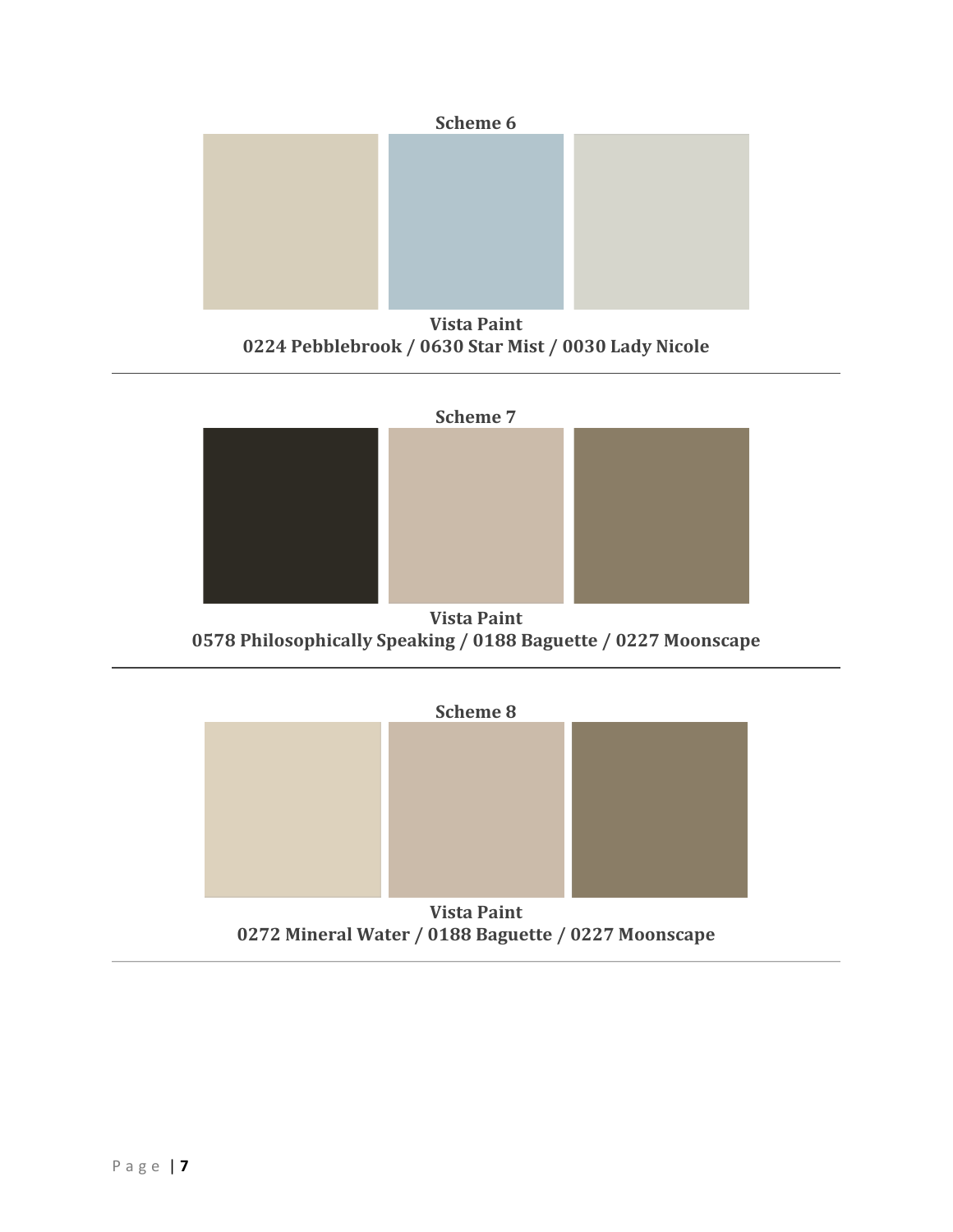**Scheme 6**

**Vista Paint**
**0224 Pebblebrook / 0630 Star Mist / 0030 Lady Nicole**

---

**Scheme 7**

**Vista Paint**
**0578 Philosophically Speaking / 0188 Baguette / 0227 Moonscape**

---

**Scheme 8**

**Vista Paint**
**0272 Mineral Water / 0188 Baguette / 0227 Moonscape**

---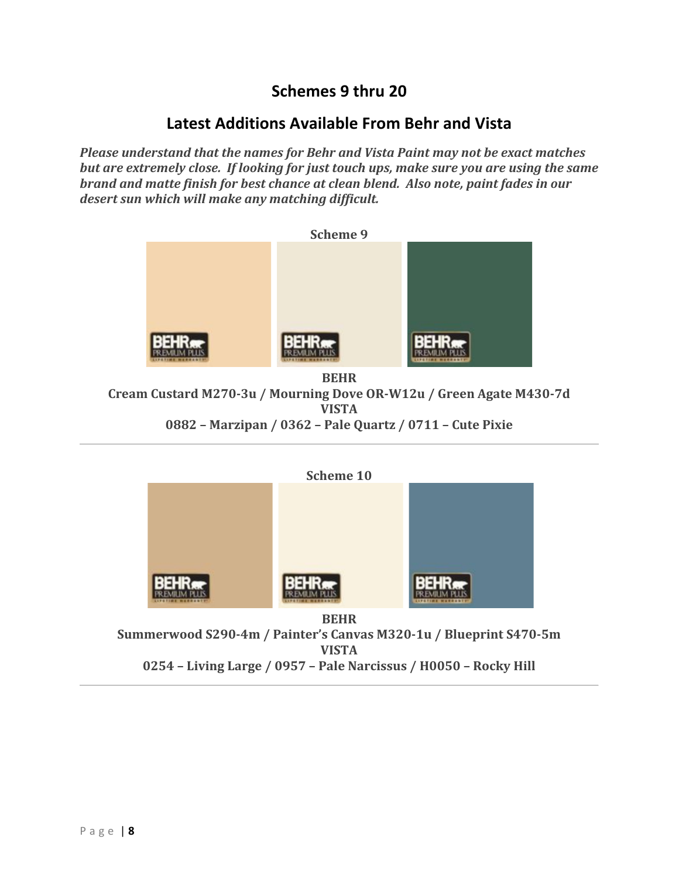## Schemes 9 thru 20

## Latest Additions Available From Behr and Vista

***Please understand that the names for Behr and Vista Paint may not be exact matches but are extremely close. If looking for just touch ups, make sure you are using the same brand and matte finish for best chance at clean blend. Also note, paint fades in our desert sun which will make any matching difficult.***

**Scheme 9**

**BEHR**

**Cream Custard M270-3u / Mourning Dove OR-W12u / Green Agate M430-7d**

**VISTA**

**0882 – Marzipan / 0362 – Pale Quartz / 0711 – Cute Pixie**

---

**Scheme 10**

**BEHR**

**Summerwood S290-4m / Painter's Canvas M320-1u / Blueprint S470-5m**

**VISTA**

**0254 – Living Large / 0957 – Pale Narcissus / H0050 – Rocky Hill**

---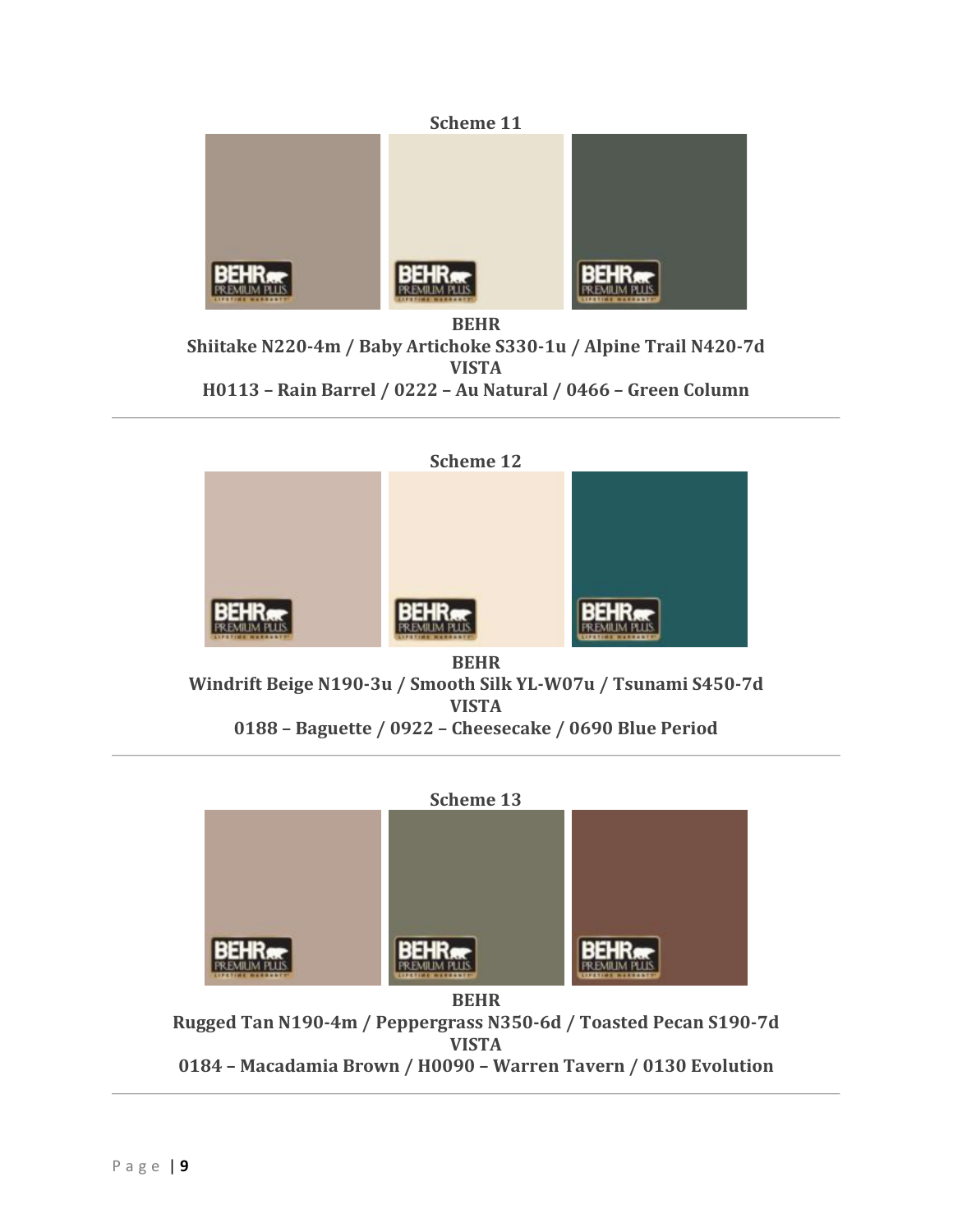**Scheme 11**

**BEHR**
**Shiitake N220-4m / Baby Artichoke S330-1u / Alpine Trail N420-7d**
**VISTA**
**H0113 – Rain Barrel / 0222 – Au Natural / 0466 – Green Column**

---

**Scheme 12**

**BEHR**
**Windrift Beige N190-3u / Smooth Silk YL-W07u / Tsunami S450-7d**
**VISTA**
**0188 – Baguette / 0922 – Cheesecake / 0690 Blue Period**

---

**Scheme 13**

**BEHR**
**Rugged Tan N190-4m / Peppergrass N350-6d / Toasted Pecan S190-7d**
**VISTA**
**0184 – Macadamia Brown / H0090 – Warren Tavern / 0130 Evolution**

---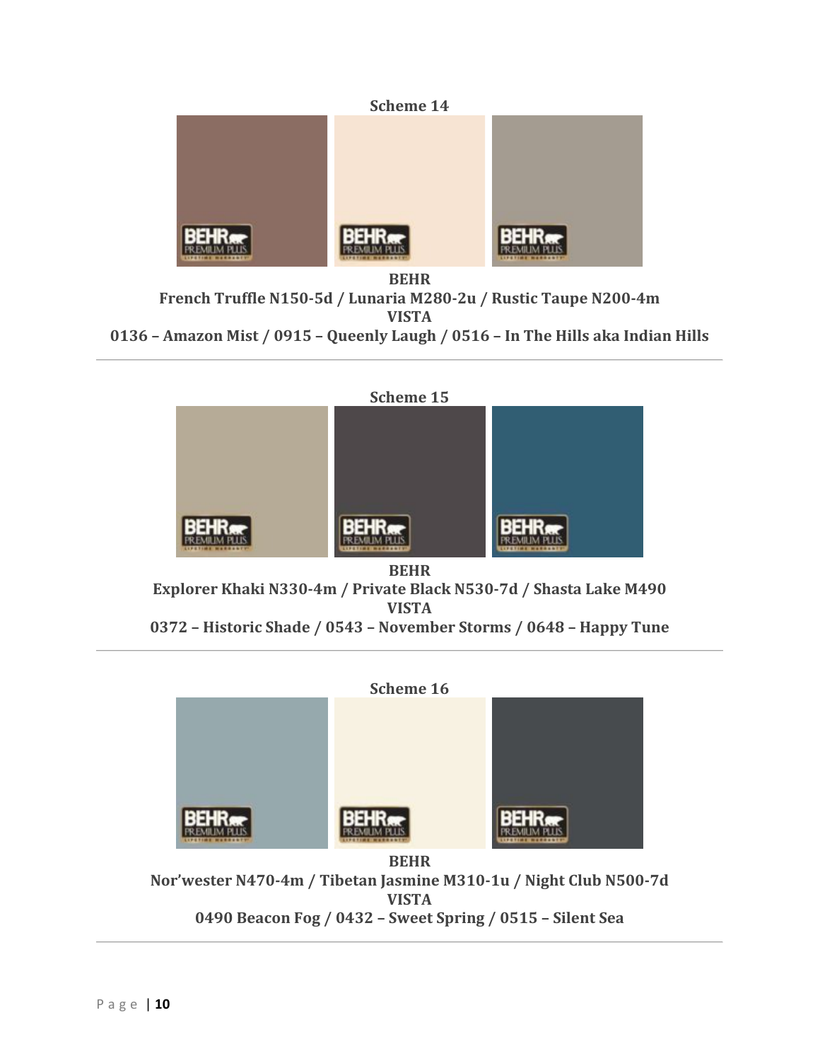**Scheme 14**

**BEHR**

**French Truffle N150-5d / Lunaria M280-2u / Rustic Taupe N200-4m**

**VISTA**

**0136 – Amazon Mist / 0915 – Queenly Laugh / 0516 – In The Hills aka Indian Hills**

---

**Scheme 15**

**BEHR**

**Explorer Khaki N330-4m / Private Black N530-7d / Shasta Lake M490**

**VISTA**

**0372 – Historic Shade / 0543 – November Storms / 0648 – Happy Tune**

---

**Scheme 16**

**BEHR**

**Nor'wester N470-4m / Tibetan Jasmine M310-1u / Night Club N500-7d**

**VISTA**

**0490 Beacon Fog / 0432 – Sweet Spring / 0515 – Silent Sea**

---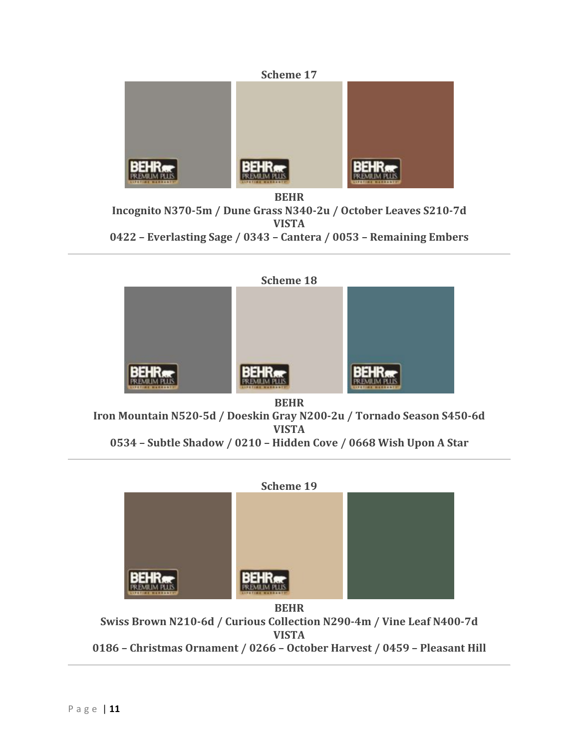**Scheme 17**

**BEHR**

**Incognito N370-5m / Dune Grass N340-2u / October Leaves S210-7d**

**VISTA**

**0422 – Everlasting Sage / 0343 – Cantera / 0053 – Remaining Embers**

---

**Scheme 18**

**BEHR**

**Iron Mountain N520-5d / Doeskin Gray N200-2u / Tornado Season S450-6d**

**VISTA**

**0534 – Subtle Shadow / 0210 – Hidden Cove / 0668 Wish Upon A Star**

---

**Scheme 19**

**BEHR**

**Swiss Brown N210-6d / Curious Collection N290-4m / Vine Leaf N400-7d**

**VISTA**

**0186 – Christmas Ornament / 0266 – October Harvest / 0459 – Pleasant Hill**

---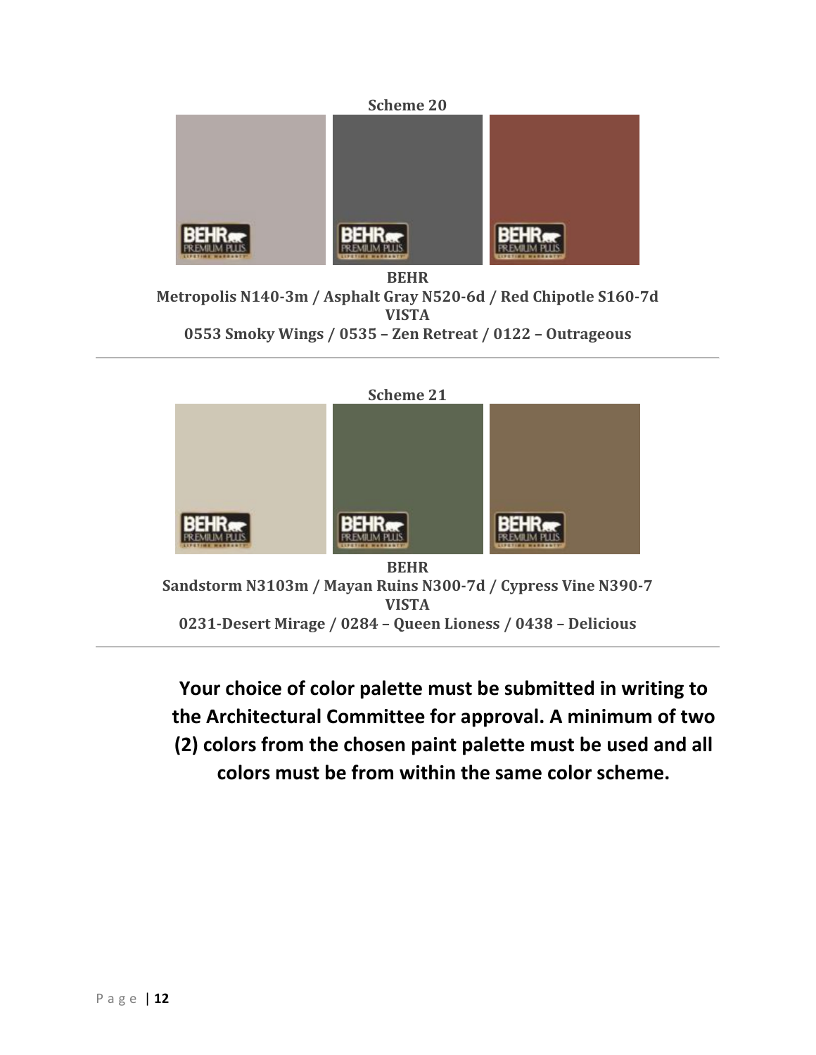**Scheme 20**

**BEHR**

**Metropolis N140-3m / Asphalt Gray N520-6d / Red Chipotle S160-7d**

**VISTA**

**0553 Smoky Wings / 0535 – Zen Retreat / 0122 – Outrageous**

---

**Scheme 21**

**BEHR**

**Sandstorm N3103m / Mayan Ruins N300-7d / Cypress Vine N390-7**

**VISTA**

**0231-Desert Mirage / 0284 – Queen Lioness / 0438 – Delicious**

---

**Your choice of color palette must be submitted in writing to the Architectural Committee for approval. A minimum of two (2) colors from the chosen paint palette must be used and all colors must be from within the same color scheme.**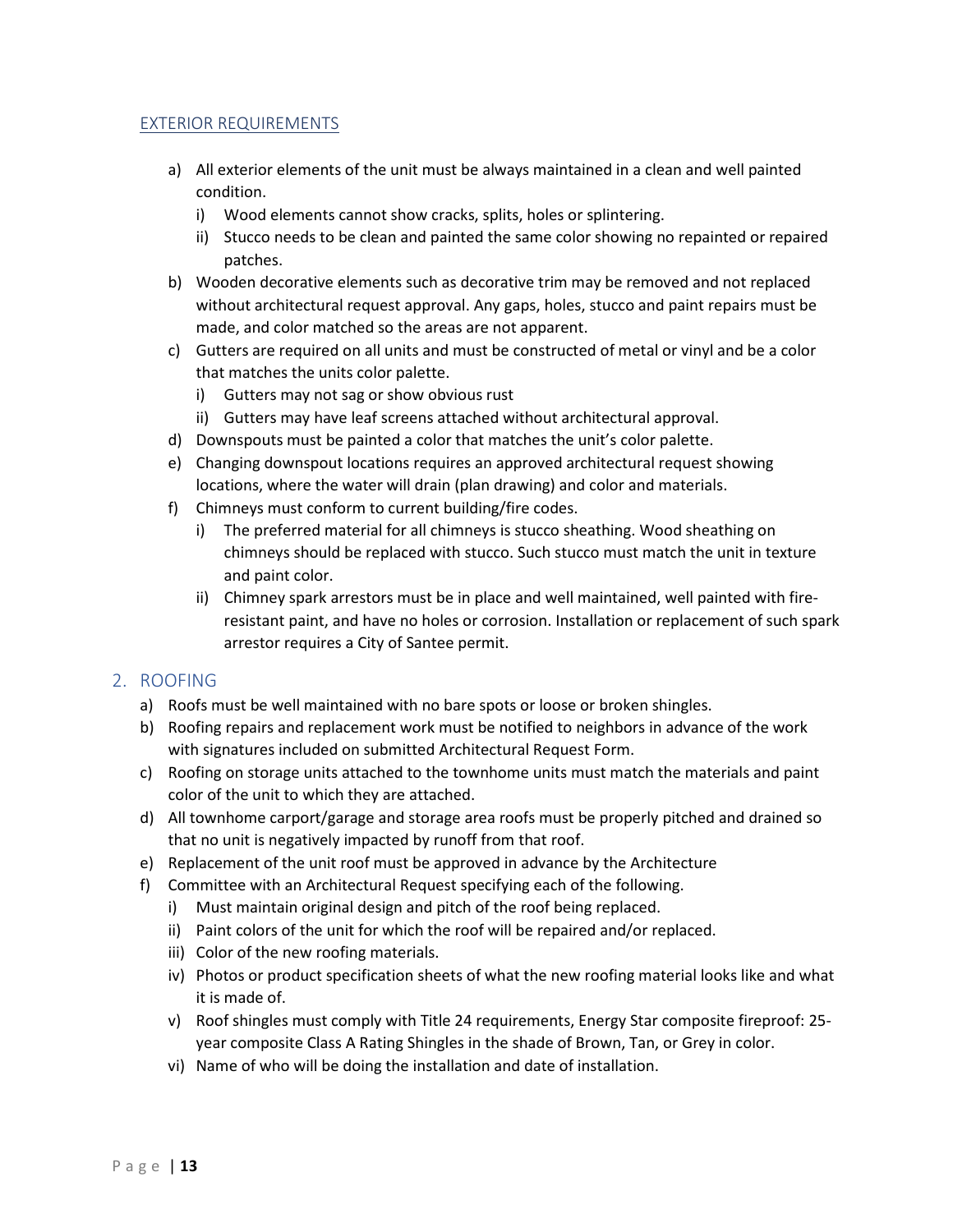EXTERIOR REQUIREMENTS

a) All exterior elements of the unit must be always maintained in a clean and well painted condition.
   i) Wood elements cannot show cracks, splits, holes or splintering.
   ii) Stucco needs to be clean and painted the same color showing no repainted or repaired patches.
b) Wooden decorative elements such as decorative trim may be removed and not replaced without architectural request approval. Any gaps, holes, stucco and paint repairs must be made, and color matched so the areas are not apparent.
c) Gutters are required on all units and must be constructed of metal or vinyl and be a color that matches the units color palette.
   i) Gutters may not sag or show obvious rust
   ii) Gutters may have leaf screens attached without architectural approval.
d) Downspouts must be painted a color that matches the unit's color palette.
e) Changing downspout locations requires an approved architectural request showing locations, where the water will drain (plan drawing) and color and materials.
f) Chimneys must conform to current building/fire codes.
   i) The preferred material for all chimneys is stucco sheathing. Wood sheathing on chimneys should be replaced with stucco. Such stucco must match the unit in texture and paint color.
   ii) Chimney spark arrestors must be in place and well maintained, well painted with fire-resistant paint, and have no holes or corrosion. Installation or replacement of such spark arrestor requires a City of Santee permit.

## 2. ROOFING

a) Roofs must be well maintained with no bare spots or loose or broken shingles.
b) Roofing repairs and replacement work must be notified to neighbors in advance of the work with signatures included on submitted Architectural Request Form.
c) Roofing on storage units attached to the townhome units must match the materials and paint color of the unit to which they are attached.
d) All townhome carport/garage and storage area roofs must be properly pitched and drained so that no unit is negatively impacted by runoff from that roof.
e) Replacement of the unit roof must be approved in advance by the Architecture
f) Committee with an Architectural Request specifying each of the following.
   i) Must maintain original design and pitch of the roof being replaced.
   ii) Paint colors of the unit for which the roof will be repaired and/or replaced.
   iii) Color of the new roofing materials.
   iv) Photos or product specification sheets of what the new roofing material looks like and what it is made of.
   v) Roof shingles must comply with Title 24 requirements, Energy Star composite fireproof: 25-year composite Class A Rating Shingles in the shade of Brown, Tan, or Grey in color.
   vi) Name of who will be doing the installation and date of installation.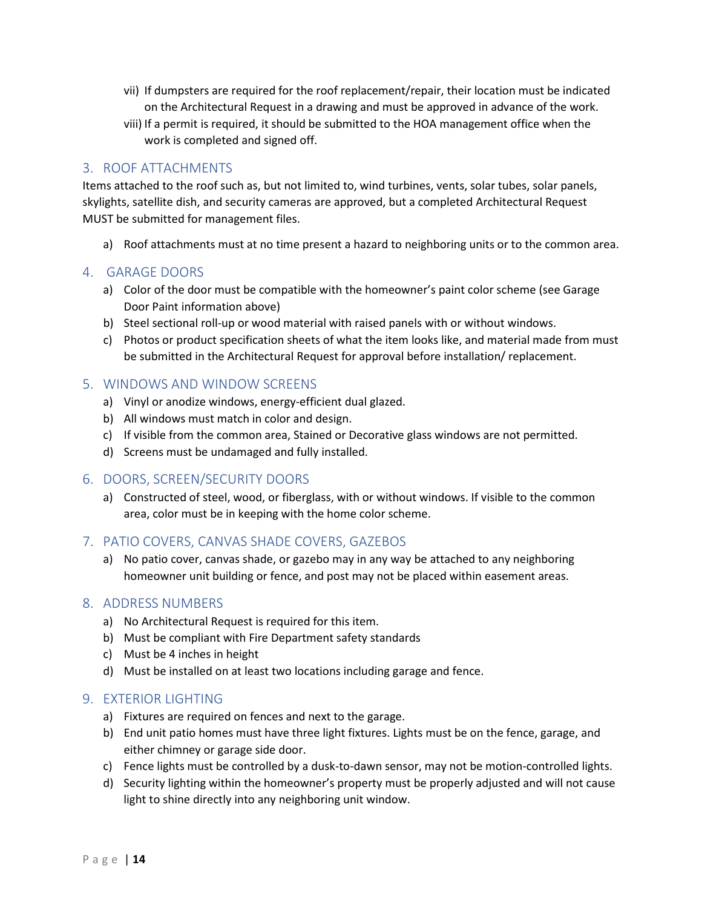vii) If dumpsters are required for the roof replacement/repair, their location must be indicated on the Architectural Request in a drawing and must be approved in advance of the work.

viii) If a permit is required, it should be submitted to the HOA management office when the work is completed and signed off.

## 3. ROOF ATTACHMENTS

Items attached to the roof such as, but not limited to, wind turbines, vents, solar tubes, solar panels, skylights, satellite dish, and security cameras are approved, but a completed Architectural Request MUST be submitted for management files.

a) Roof attachments must at no time present a hazard to neighboring units or to the common area.

## 4. GARAGE DOORS

a) Color of the door must be compatible with the homeowner's paint color scheme (see Garage Door Paint information above)

b) Steel sectional roll-up or wood material with raised panels with or without windows.

c) Photos or product specification sheets of what the item looks like, and material made from must be submitted in the Architectural Request for approval before installation/ replacement.

## 5. WINDOWS AND WINDOW SCREENS

a) Vinyl or anodize windows, energy-efficient dual glazed.

b) All windows must match in color and design.

c) If visible from the common area, Stained or Decorative glass windows are not permitted.

d) Screens must be undamaged and fully installed.

## 6. DOORS, SCREEN/SECURITY DOORS

a) Constructed of steel, wood, or fiberglass, with or without windows. If visible to the common area, color must be in keeping with the home color scheme.

## 7. PATIO COVERS, CANVAS SHADE COVERS, GAZEBOS

a) No patio cover, canvas shade, or gazebo may in any way be attached to any neighboring homeowner unit building or fence, and post may not be placed within easement areas.

## 8. ADDRESS NUMBERS

a) No Architectural Request is required for this item.

b) Must be compliant with Fire Department safety standards

c) Must be 4 inches in height

d) Must be installed on at least two locations including garage and fence.

## 9. EXTERIOR LIGHTING

a) Fixtures are required on fences and next to the garage.

b) End unit patio homes must have three light fixtures. Lights must be on the fence, garage, and either chimney or garage side door.

c) Fence lights must be controlled by a dusk-to-dawn sensor, may not be motion-controlled lights.

d) Security lighting within the homeowner's property must be properly adjusted and will not cause light to shine directly into any neighboring unit window.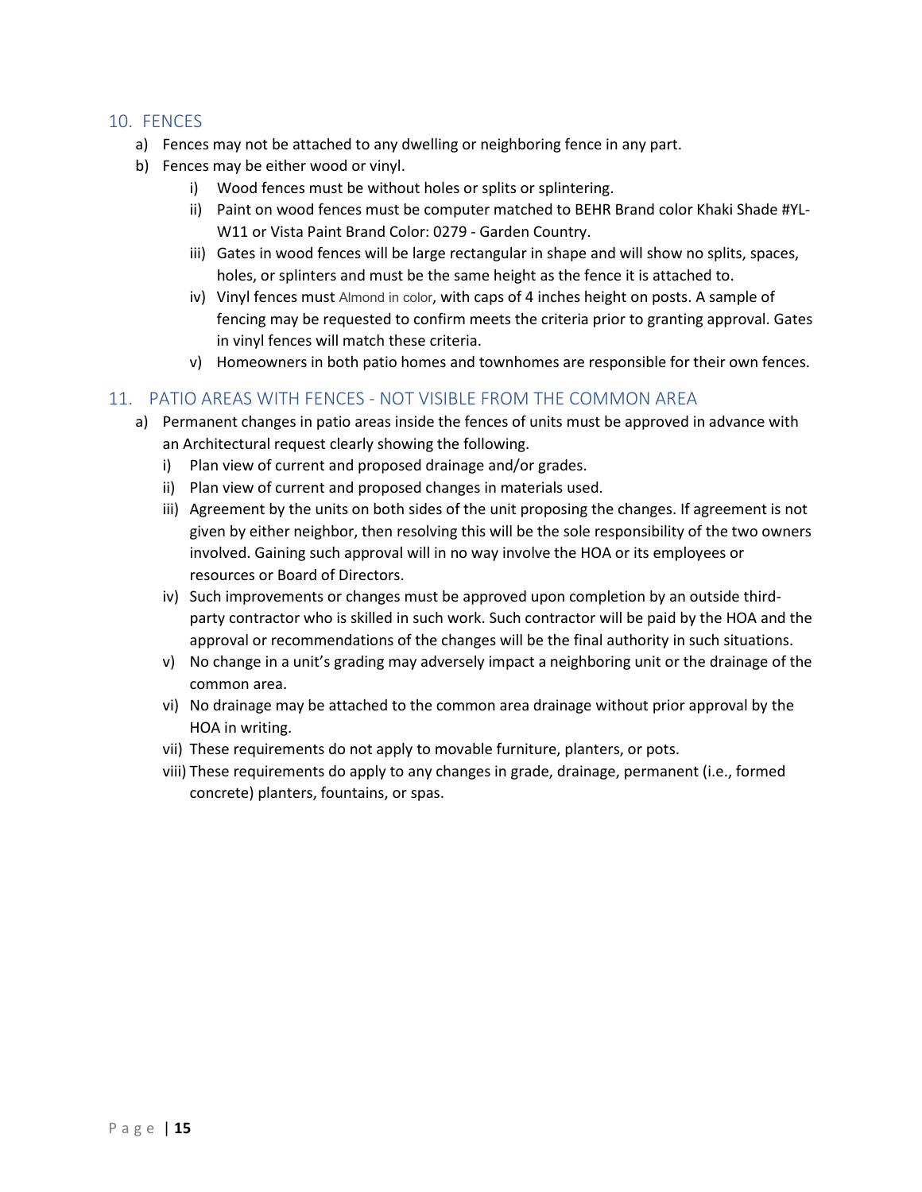## 10. FENCES

a) Fences may not be attached to any dwelling or neighboring fence in any part.
b) Fences may be either wood or vinyl.
    i) Wood fences must be without holes or splits or splintering.
    ii) Paint on wood fences must be computer matched to BEHR Brand color Khaki Shade #YL-W11 or Vista Paint Brand Color: 0279 - Garden Country.
    iii) Gates in wood fences will be large rectangular in shape and will show no splits, spaces, holes, or splinters and must be the same height as the fence it is attached to.
    iv) Vinyl fences must Almond in color, with caps of 4 inches height on posts. A sample of fencing may be requested to confirm meets the criteria prior to granting approval. Gates in vinyl fences will match these criteria.
    v) Homeowners in both patio homes and townhomes are responsible for their own fences.

## 11. PATIO AREAS WITH FENCES - NOT VISIBLE FROM THE COMMON AREA

a) Permanent changes in patio areas inside the fences of units must be approved in advance with an Architectural request clearly showing the following.
    i) Plan view of current and proposed drainage and/or grades.
    ii) Plan view of current and proposed changes in materials used.
    iii) Agreement by the units on both sides of the unit proposing the changes. If agreement is not given by either neighbor, then resolving this will be the sole responsibility of the two owners involved. Gaining such approval will in no way involve the HOA or its employees or resources or Board of Directors.
    iv) Such improvements or changes must be approved upon completion by an outside third-party contractor who is skilled in such work. Such contractor will be paid by the HOA and the approval or recommendations of the changes will be the final authority in such situations.
    v) No change in a unit's grading may adversely impact a neighboring unit or the drainage of the common area.
    vi) No drainage may be attached to the common area drainage without prior approval by the HOA in writing.
    vii) These requirements do not apply to movable furniture, planters, or pots.
    viii) These requirements do apply to any changes in grade, drainage, permanent (i.e., formed concrete) planters, fountains, or spas.